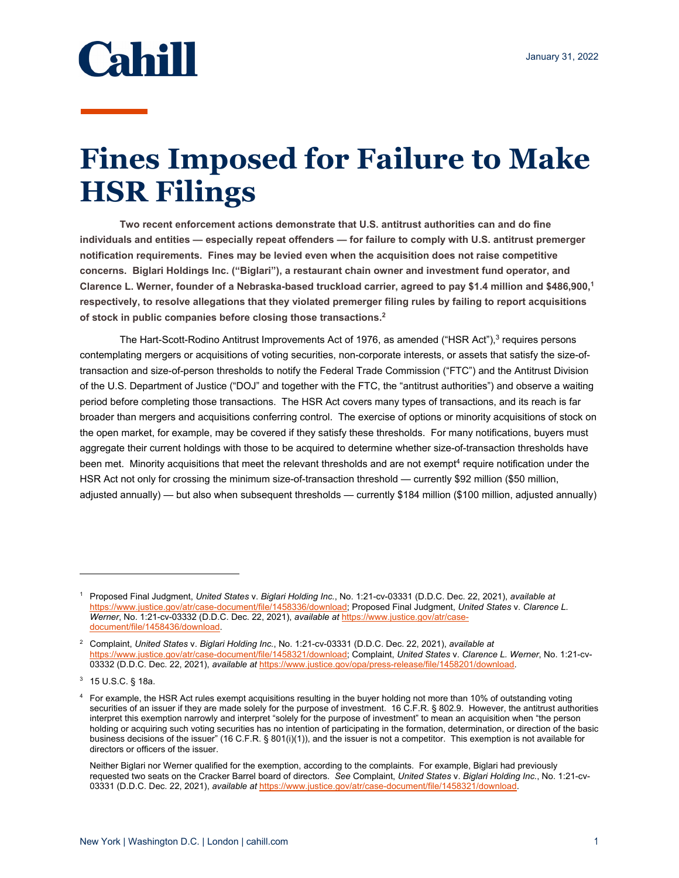Cahill

January 31, 2022

# Fines Imposed for Failure to Make HSR Filings

**Two recent enforcement actions demonstrate that U.S. antitrust authorities can and do fine individuals and entities — especially repeat offenders — for failure to comply with U.S. antitrust premerger notification requirements. Fines may be levied even when the acquisition does not raise competitive concerns. Biglari Holdings Inc. ("Biglari"), a restaurant chain owner and investment fund operator, and Clarence L. Werner, founder of a Nebraska-based truckload carrier, agreed to pay $1.4 million and $486,900,[1] respectively, to resolve allegations that they violated premerger filing rules by failing to report acquisitions of stock in public companies before closing those transactions.[2]**

The Hart-Scott-Rodino Antitrust Improvements Act of 1976, as amended ("HSR Act"),[3] requires persons contemplating mergers or acquisitions of voting securities, non-corporate interests, or assets that satisfy the size-of-transaction and size-of-person thresholds to notify the Federal Trade Commission ("FTC") and the Antitrust Division of the U.S. Department of Justice ("DOJ" and together with the FTC, the "antitrust authorities") and observe a waiting period before completing those transactions. The HSR Act covers many types of transactions, and its reach is far broader than mergers and acquisitions conferring control. The exercise of options or minority acquisitions of stock on the open market, for example, may be covered if they satisfy these thresholds. For many notifications, buyers must aggregate their current holdings with those to be acquired to determine whether size-of-transaction thresholds have been met. Minority acquisitions that meet the relevant thresholds and are not exempt[4] require notification under the HSR Act not only for crossing the minimum size-of-transaction threshold — currently $92 million ($50 million, adjusted annually) — but also when subsequent thresholds — currently $184 million ($100 million, adjusted annually)

---

[1] Proposed Final Judgment, *United States* v. *Biglari Holding Inc.*, No. 1:21-cv-03331 (D.D.C. Dec. 22, 2021), *available at* https://www.justice.gov/atr/case-document/file/1458336/download; Proposed Final Judgment, *United States* v. *Clarence L. Werner*, No. 1:21-cv-03332 (D.D.C. Dec. 22, 2021), *available at* https://www.justice.gov/atr/case-document/file/1458436/download.

[2] Complaint, *United States* v. *Biglari Holding Inc.*, No. 1:21-cv-03331 (D.D.C. Dec. 22, 2021), *available at* https://www.justice.gov/atr/case-document/file/1458321/download; Complaint, *United States* v. *Clarence L. Werner*, No. 1:21-cv-03332 (D.D.C. Dec. 22, 2021), *available at* https://www.justice.gov/opa/press-release/file/1458201/download.

[3] 15 U.S.C. § 18a.

[4] For example, the HSR Act rules exempt acquisitions resulting in the buyer holding not more than 10% of outstanding voting securities of an issuer if they are made solely for the purpose of investment. 16 C.F.R. § 802.9. However, the antitrust authorities interpret this exemption narrowly and interpret "solely for the purpose of investment" to mean an acquisition when "the person holding or acquiring such voting securities has no intention of participating in the formation, determination, or direction of the basic business decisions of the issuer" (16 C.F.R. § 801(i)(1)), and the issuer is not a competitor. This exemption is not available for directors or officers of the issuer.

Neither Biglari nor Werner qualified for the exemption, according to the complaints. For example, Biglari had previously requested two seats on the Cracker Barrel board of directors. *See* Complaint, *United States* v. *Biglari Holding Inc.*, No. 1:21-cv-03331 (D.D.C. Dec. 22, 2021), *available at* https://www.justice.gov/atr/case-document/file/1458321/download.

New York | Washington D.C. | London | cahill.com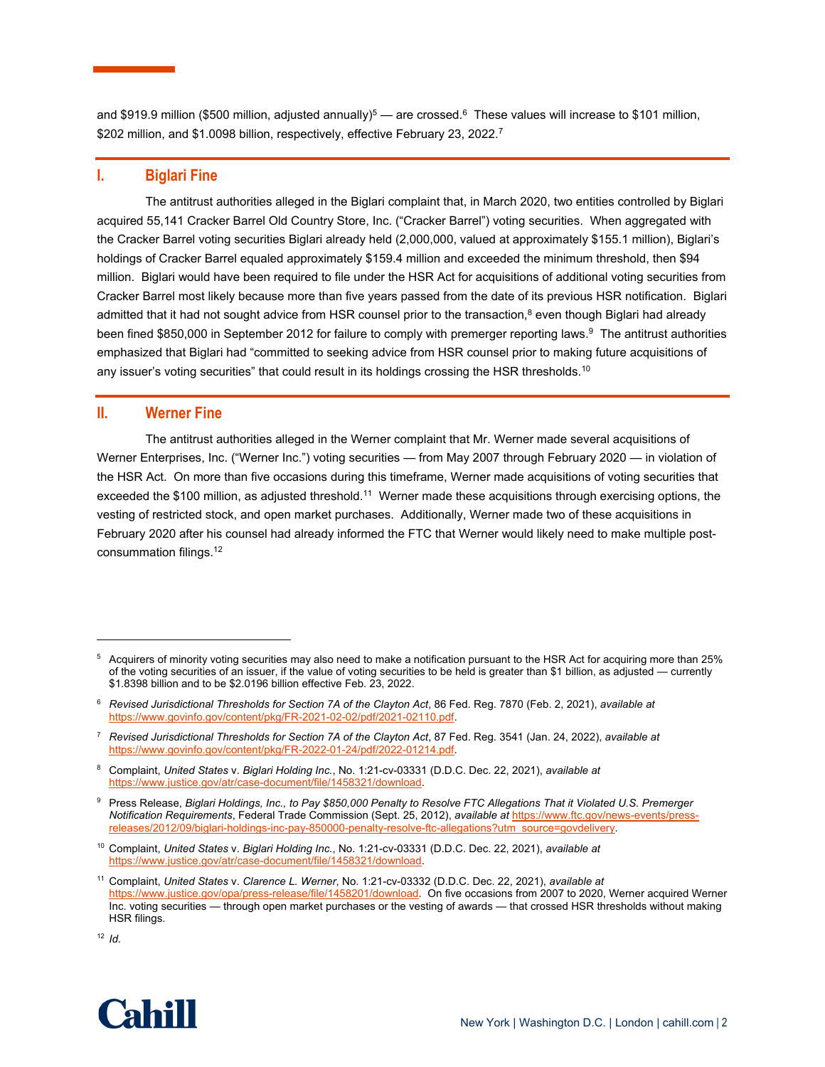and $919.9 million ($500 million, adjusted annually)[5] — are crossed.[6] These values will increase to $101 million, $202 million, and $1.0098 billion, respectively, effective February 23, 2022.[7]

## I. Biglari Fine

The antitrust authorities alleged in the Biglari complaint that, in March 2020, two entities controlled by Biglari acquired 55,141 Cracker Barrel Old Country Store, Inc. ("Cracker Barrel") voting securities. When aggregated with the Cracker Barrel voting securities Biglari already held (2,000,000, valued at approximately $155.1 million), Biglari's holdings of Cracker Barrel equaled approximately $159.4 million and exceeded the minimum threshold, then $94 million. Biglari would have been required to file under the HSR Act for acquisitions of additional voting securities from Cracker Barrel most likely because more than five years passed from the date of its previous HSR notification. Biglari admitted that it had not sought advice from HSR counsel prior to the transaction,[8] even though Biglari had already been fined $850,000 in September 2012 for failure to comply with premerger reporting laws.[9] The antitrust authorities emphasized that Biglari had "committed to seeking advice from HSR counsel prior to making future acquisitions of any issuer's voting securities" that could result in its holdings crossing the HSR thresholds.[10]

## II. Werner Fine

The antitrust authorities alleged in the Werner complaint that Mr. Werner made several acquisitions of Werner Enterprises, Inc. ("Werner Inc.") voting securities — from May 2007 through February 2020 — in violation of the HSR Act. On more than five occasions during this timeframe, Werner made acquisitions of voting securities that exceeded the $100 million, as adjusted threshold.[11] Werner made these acquisitions through exercising options, the vesting of restricted stock, and open market purchases. Additionally, Werner made two of these acquisitions in February 2020 after his counsel had already informed the FTC that Werner would likely need to make multiple post-consummation filings.[12]

---

[5] Acquirers of minority voting securities may also need to make a notification pursuant to the HSR Act for acquiring more than 25% of the voting securities of an issuer, if the value of voting securities to be held is greater than $1 billion, as adjusted — currently $1.8398 billion and to be $2.0196 billion effective Feb. 23, 2022.

[6] *Revised Jurisdictional Thresholds for Section 7A of the Clayton Act*, 86 Fed. Reg. 7870 (Feb. 2, 2021), *available at* https://www.govinfo.gov/content/pkg/FR-2021-02-02/pdf/2021-02110.pdf.

[7] *Revised Jurisdictional Thresholds for Section 7A of the Clayton Act*, 87 Fed. Reg. 3541 (Jan. 24, 2022), *available at* https://www.govinfo.gov/content/pkg/FR-2022-01-24/pdf/2022-01214.pdf.

[8] Complaint, *United States* v. *Biglari Holding Inc.*, No. 1:21-cv-03331 (D.D.C. Dec. 22, 2021), *available at* https://www.justice.gov/atr/case-document/file/1458321/download.

[9] Press Release, *Biglari Holdings, Inc., to Pay $850,000 Penalty to Resolve FTC Allegations That it Violated U.S. Premerger Notification Requirements*, Federal Trade Commission (Sept. 25, 2012), *available at* https://www.ftc.gov/news-events/press-releases/2012/09/biglari-holdings-inc-pay-850000-penalty-resolve-ftc-allegations?utm_source=govdelivery.

[10] Complaint, *United States* v. *Biglari Holding Inc.*, No. 1:21-cv-03331 (D.D.C. Dec. 22, 2021), *available at* https://www.justice.gov/atr/case-document/file/1458321/download.

[11] Complaint, *United States* v. *Clarence L. Werner*, No. 1:21-cv-03332 (D.D.C. Dec. 22, 2021), *available at* https://www.justice.gov/opa/press-release/file/1458201/download. On five occasions from 2007 to 2020, Werner acquired Werner Inc. voting securities — through open market purchases or the vesting of awards — that crossed HSR thresholds without making HSR filings.

[12] *Id.*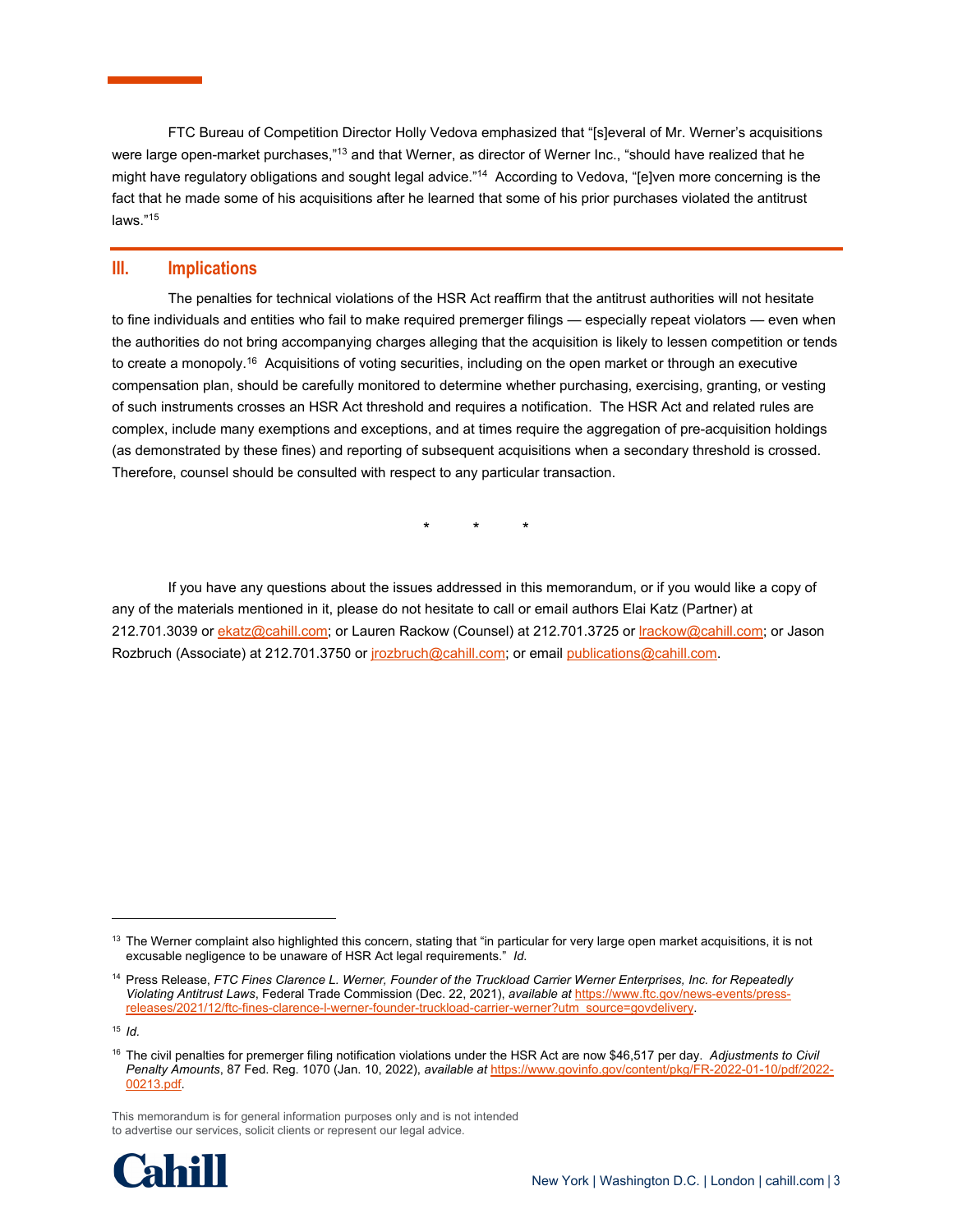FTC Bureau of Competition Director Holly Vedova emphasized that "[s]everal of Mr. Werner's acquisitions were large open-market purchases,"[13] and that Werner, as director of Werner Inc., "should have realized that he might have regulatory obligations and sought legal advice."[14] According to Vedova, "[e]ven more concerning is the fact that he made some of his acquisitions after he learned that some of his prior purchases violated the antitrust laws."[15]

## III. Implications

The penalties for technical violations of the HSR Act reaffirm that the antitrust authorities will not hesitate to fine individuals and entities who fail to make required premerger filings — especially repeat violators — even when the authorities do not bring accompanying charges alleging that the acquisition is likely to lessen competition or tends to create a monopoly.[16] Acquisitions of voting securities, including on the open market or through an executive compensation plan, should be carefully monitored to determine whether purchasing, exercising, granting, or vesting of such instruments crosses an HSR Act threshold and requires a notification. The HSR Act and related rules are complex, include many exemptions and exceptions, and at times require the aggregation of pre-acquisition holdings (as demonstrated by these fines) and reporting of subsequent acquisitions when a secondary threshold is crossed. Therefore, counsel should be consulted with respect to any particular transaction.

\* \* \*

If you have any questions about the issues addressed in this memorandum, or if you would like a copy of any of the materials mentioned in it, please do not hesitate to call or email authors Elai Katz (Partner) at 212.701.3039 or ekatz@cahill.com; or Lauren Rackow (Counsel) at 212.701.3725 or lrackow@cahill.com; or Jason Rozbruch (Associate) at 212.701.3750 or jrozbruch@cahill.com; or email publications@cahill.com.

---

[13] The Werner complaint also highlighted this concern, stating that "in particular for very large open market acquisitions, it is not excusable negligence to be unaware of HSR Act legal requirements." *Id.*

[14] Press Release, *FTC Fines Clarence L. Werner, Founder of the Truckload Carrier Werner Enterprises, Inc. for Repeatedly Violating Antitrust Laws*, Federal Trade Commission (Dec. 22, 2021), *available at* https://www.ftc.gov/news-events/press-releases/2021/12/ftc-fines-clarence-l-werner-founder-truckload-carrier-werner?utm_source=govdelivery.

[15] *Id.*

[16] The civil penalties for premerger filing notification violations under the HSR Act are now $46,517 per day. *Adjustments to Civil Penalty Amounts*, 87 Fed. Reg. 1070 (Jan. 10, 2022), *available at* https://www.govinfo.gov/content/pkg/FR-2022-01-10/pdf/2022-00213.pdf.

This memorandum is for general information purposes only and is not intended to advertise our services, solicit clients or represent our legal advice.